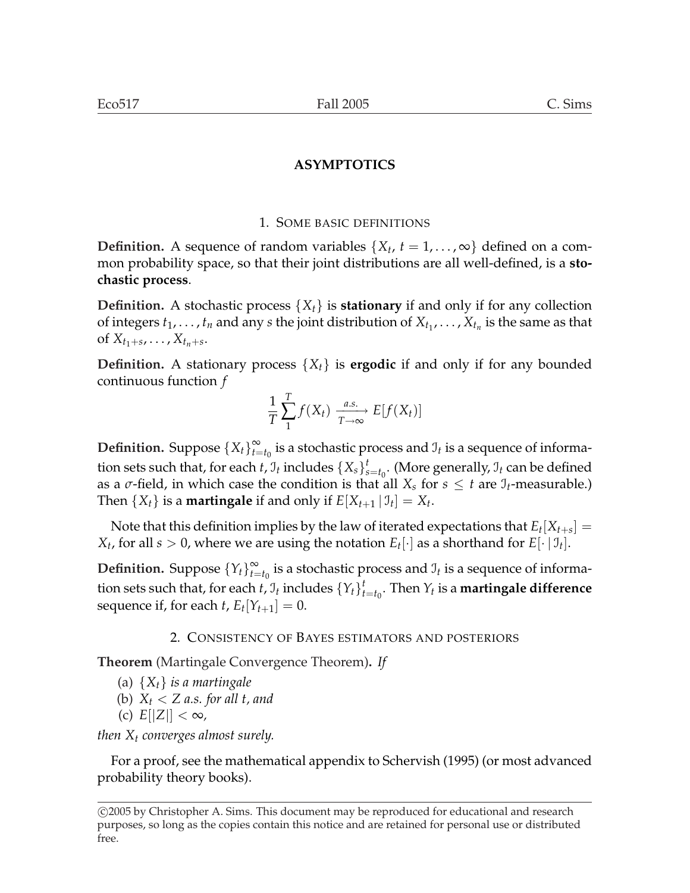# ASYMPTOTICS

## 1. Some basic definitions

**Definition.** A sequence of random variables $\{X_t,\ t = 1, \ldots, \infty\}$ defined on a common probability space, so that their joint distributions are all well-defined, is a **stochastic process**.

**Definition.** A stochastic process $\{X_t\}$ is **stationary** if and only if for any collection of integers $t_1, \ldots, t_n$ and any $s$ the joint distribution of $X_{t_1}, \ldots, X_{t_n}$ is the same as that of $X_{t_1+s}, \ldots, X_{t_n+s}$.

**Definition.** A stationary process $\{X_t\}$ is **ergodic** if and only if for any bounded continuous function $f$

$$\frac{1}{T}\sum_{1}^{T} f(X_t) \xrightarrow[T\to\infty]{a.s.} E[f(X_t)]$$

**Definition.** Suppose $\{X_t\}_{t=t_0}^{\infty}$ is a stochastic process and $\mathcal{I}_t$ is a sequence of information sets such that, for each $t$, $\mathcal{I}_t$ includes $\{X_s\}_{s=t_0}^{t}$. (More generally, $\mathcal{I}_t$ can be defined as a $\sigma$-field, in which case the condition is that all $X_s$ for $s \le t$ are $\mathcal{I}_t$-measurable.) Then $\{X_t\}$ is a **martingale** if and only if $E[X_{t+1} \mid \mathcal{I}_t] = X_t$.

Note that this definition implies by the law of iterated expectations that $E_t[X_{t+s}] = X_t$, for all $s > 0$, where we are using the notation $E_t[\cdot]$ as a shorthand for $E[\cdot \mid \mathcal{I}_t]$.

**Definition.** Suppose $\{Y_t\}_{t=t_0}^{\infty}$ is a stochastic process and $\mathcal{I}_t$ is a sequence of information sets such that, for each $t$, $\mathcal{I}_t$ includes $\{Y_t\}_{t=t_0}^{t}$. Then $Y_t$ is a **martingale difference** sequence if, for each $t$, $E_t[Y_{t+1}] = 0$.

## 2. Consistency of Bayes estimators and posteriors

**Theorem** (Martingale Convergence Theorem)**.** *If*

(a) $\{X_t\}$ *is a martingale*
(b) $X_t < Z$ *a.s. for all* $t$, *and*
(c) $E[|Z|] < \infty$,

*then* $X_t$ *converges almost surely.*

For a proof, see the mathematical appendix to Schervish (1995) (or most advanced probability theory books).

---

©2005 by Christopher A. Sims. This document may be reproduced for educational and research purposes, so long as the copies contain this notice and are retained for personal use or distributed free.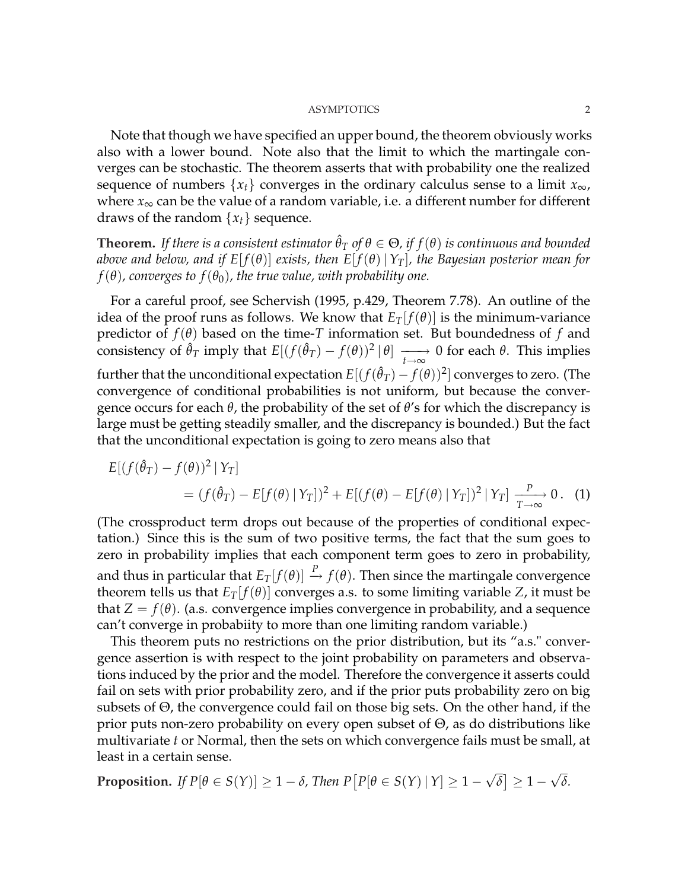Note that though we have specified an upper bound, the theorem obviously works also with a lower bound. Note also that the limit to which the martingale converges can be stochastic. The theorem asserts that with probability one the realized sequence of numbers $\{x_t\}$ converges in the ordinary calculus sense to a limit $x_\infty$, where $x_\infty$ can be the value of a random variable, i.e. a different number for different draws of the random $\{x_t\}$ sequence.

**Theorem.** *If there is a consistent estimator $\hat{\theta}_T$ of $\theta \in \Theta$, if $f(\theta)$ is continuous and bounded above and below, and if $E[f(\theta)]$ exists, then $E[f(\theta) \mid Y_T]$, the Bayesian posterior mean for $f(\theta)$, converges to $f(\theta_0)$, the true value, with probability one.*

For a careful proof, see Schervish (1995, p.429, Theorem 7.78). An outline of the idea of the proof runs as follows. We know that $E_T[f(\theta)]$ is the minimum-variance predictor of $f(\theta)$ based on the time-$T$ information set. But boundedness of $f$ and consistency of $\hat{\theta}_T$ imply that $E[(f(\hat{\theta}_T) - f(\theta))^2 \mid \theta] \xrightarrow[t\to\infty]{} 0$ for each $\theta$. This implies further that the unconditional expectation $E[(f(\hat{\theta}_T) - f(\theta))^2]$ converges to zero. (The convergence of conditional probabilities is not uniform, but because the convergence occurs for each $\theta$, the probability of the set of $\theta$'s for which the discrepancy is large must be getting steadily smaller, and the discrepancy is bounded.) But the fact that the unconditional expectation is going to zero means also that

$$E[(f(\hat{\theta}_T) - f(\theta))^2 \mid Y_T] = (f(\hat{\theta}_T) - E[f(\theta) \mid Y_T])^2 + E[(f(\theta) - E[f(\theta) \mid Y_T])^2 \mid Y_T] \xrightarrow[T\to\infty]{P} 0\,. \quad (1)$$

(The crossproduct term drops out because of the properties of conditional expectation.) Since this is the sum of two positive terms, the fact that the sum goes to zero in probability implies that each component term goes to zero in probability, and thus in particular that $E_T[f(\theta)] \xrightarrow{P} f(\theta)$. Then since the martingale convergence theorem tells us that $E_T[f(\theta)]$ converges a.s. to some limiting variable $Z$, it must be that $Z = f(\theta)$. (a.s. convergence implies convergence in probability, and a sequence can't converge in probabiity to more than one limiting random variable.)

This theorem puts no restrictions on the prior distribution, but its "a.s." convergence assertion is with respect to the joint probability on parameters and observations induced by the prior and the model. Therefore the convergence it asserts could fail on sets with prior probability zero, and if the prior puts probability zero on big subsets of $\Theta$, the convergence could fail on those big sets. On the other hand, if the prior puts non-zero probability on every open subset of $\Theta$, as do distributions like multivariate $t$ or Normal, then the sets on which convergence fails must be small, at least in a certain sense.

**Proposition.** *If $P[\theta \in S(Y)] \geq 1 - \delta$, Then $P\big[P[\theta \in S(Y) \mid Y] \geq 1 - \sqrt{\delta}\big] \geq 1 - \sqrt{\delta}$.*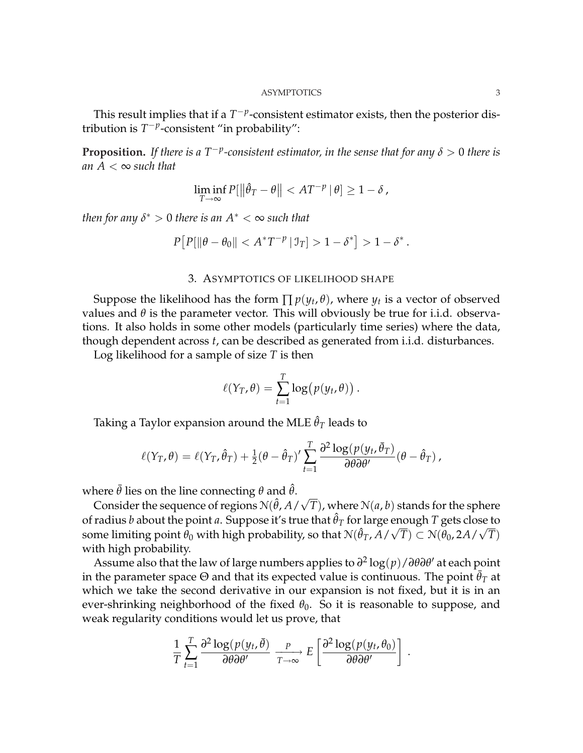This result implies that if a $T^{-p}$-consistent estimator exists, then the posterior distribution is $T^{-p}$-consistent "in probability":

**Proposition.** *If there is a $T^{-p}$-consistent estimator, in the sense that for any $\delta > 0$ there is an $A < \infty$ such that*

$$\liminf_{T\to\infty} P[\|\hat{\theta}_T - \theta\| < AT^{-p} \mid \theta] \geq 1 - \delta\,,$$

*then for any $\delta^* > 0$ there is an $A^* < \infty$ such that*

$$P\big[P[\|\theta - \theta_0\| < A^* T^{-p} \mid \mathcal{I}_T] > 1 - \delta^*\big] > 1 - \delta^*\,.$$

## 3. Asymptotics of likelihood shape

Suppose the likelihood has the form $\prod p(y_t, \theta)$, where $y_t$ is a vector of observed values and $\theta$ is the parameter vector. This will obviously be true for i.i.d. observations. It also holds in some other models (particularly time series) where the data, though dependent across $t$, can be described as generated from i.i.d. disturbances.

Log likelihood for a sample of size $T$ is then

$$\ell(Y_T, \theta) = \sum_{t=1}^{T} \log\big(p(y_t, \theta)\big)\,.$$

Taking a Taylor expansion around the MLE $\hat{\theta}_T$ leads to

$$\ell(Y_T, \theta) = \ell(Y_T, \hat{\theta}_T) + \tfrac{1}{2}(\theta - \hat{\theta}_T)' \sum_{t=1}^{T} \frac{\partial^2 \log(p(y_t, \bar{\theta}_T)}{\partial\theta\partial\theta'}(\theta - \hat{\theta}_T)\,,$$

where $\bar{\theta}$ lies on the line connecting $\theta$ and $\hat{\theta}$.

Consider the sequence of regions $\mathcal{N}(\hat{\theta}, A/\sqrt{T})$, where $\mathcal{N}(a, b)$ stands for the sphere of radius $b$ about the point $a$. Suppose it's true that $\hat{\theta}_T$ for large enough $T$ gets close to some limiting point $\theta_0$ with high probability, so that $\mathcal{N}(\hat{\theta}_T, A/\sqrt{T}) \subset \mathcal{N}(\theta_0, 2A/\sqrt{T})$ with high probability.

Assume also that the law of large numbers applies to $\partial^2 \log(p)/\partial\theta\partial\theta'$ at each point in the parameter space $\Theta$ and that its expected value is continuous. The point $\bar{\theta}_T$ at which we take the second derivative in our expansion is not fixed, but it is in an ever-shrinking neighborhood of the fixed $\theta_0$. So it is reasonable to suppose, and weak regularity conditions would let us prove, that

$$\frac{1}{T}\sum_{t=1}^{T} \frac{\partial^2 \log(p(y_t, \bar{\theta})}{\partial\theta\partial\theta'} \xrightarrow[T\to\infty]{P} E\left[\frac{\partial^2 \log(p(y_t, \theta_0)}{\partial\theta\partial\theta'}\right]\,.$$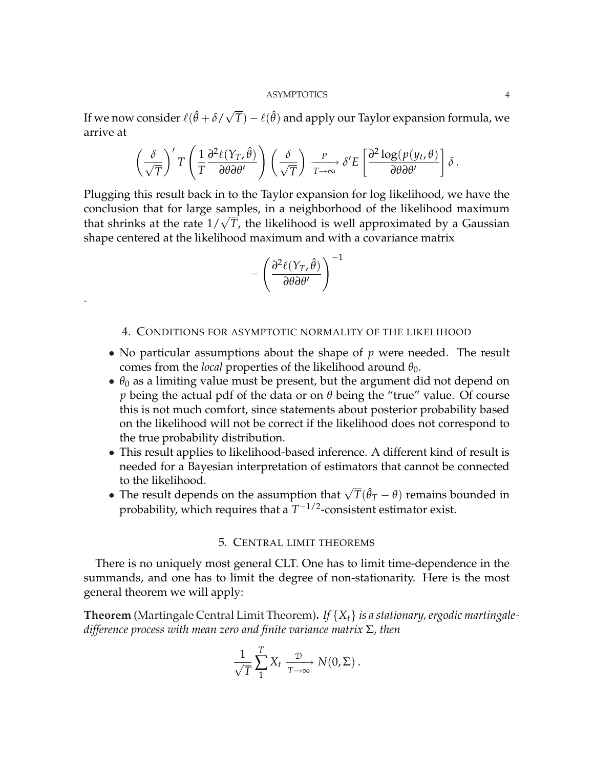If we now consider $\ell(\hat{\theta} + \delta/\sqrt{T}) - \ell(\hat{\theta})$ and apply our Taylor expansion formula, we arrive at

$$\left(\frac{\delta}{\sqrt{T}}\right)' T \left(\frac{1}{T}\frac{\partial^2 \ell(Y_T, \hat{\theta})}{\partial\theta\partial\theta'}\right) \left(\frac{\delta}{\sqrt{T}}\right) \xrightarrow[T\to\infty]{P} \delta' E\left[\frac{\partial^2 \log(p(y_t, \theta)}{\partial\theta\partial\theta'}\right] \delta \,.$$

Plugging this result back in to the Taylor expansion for log likelihood, we have the conclusion that for large samples, in a neighborhood of the likelihood maximum that shrinks at the rate $1/\sqrt{T}$, the likelihood is well approximated by a Gaussian shape centered at the likelihood maximum and with a covariance matrix

$$-\left(\frac{\partial^2 \ell(Y_T, \hat{\theta})}{\partial\theta\partial\theta'}\right)^{-1}$$

.

## 4. Conditions for asymptotic normality of the likelihood

- No particular assumptions about the shape of $p$ were needed. The result comes from the *local* properties of the likelihood around $\theta_0$.
- $\theta_0$ as a limiting value must be present, but the argument did not depend on $p$ being the actual pdf of the data or on $\theta$ being the "true" value. Of course this is not much comfort, since statements about posterior probability based on the likelihood will not be correct if the likelihood does not correspond to the true probability distribution.
- This result applies to likelihood-based inference. A different kind of result is needed for a Bayesian interpretation of estimators that cannot be connected to the likelihood.
- The result depends on the assumption that $\sqrt{T}(\hat{\theta}_T - \theta)$ remains bounded in probability, which requires that a $T^{-1/2}$-consistent estimator exist.

## 5. Central limit theorems

There is no uniquely most general CLT. One has to limit time-dependence in the summands, and one has to limit the degree of non-stationarity. Here is the most general theorem we will apply:

**Theorem** (Martingale Central Limit Theorem)**.** *If $\{X_t\}$ is a stationary, ergodic martingale-difference process with mean zero and finite variance matrix $\Sigma$, then*

$$\frac{1}{\sqrt{T}}\sum_1^T X_t \xrightarrow[T\to\infty]{\mathcal{D}} N(0, \Sigma)\,.$$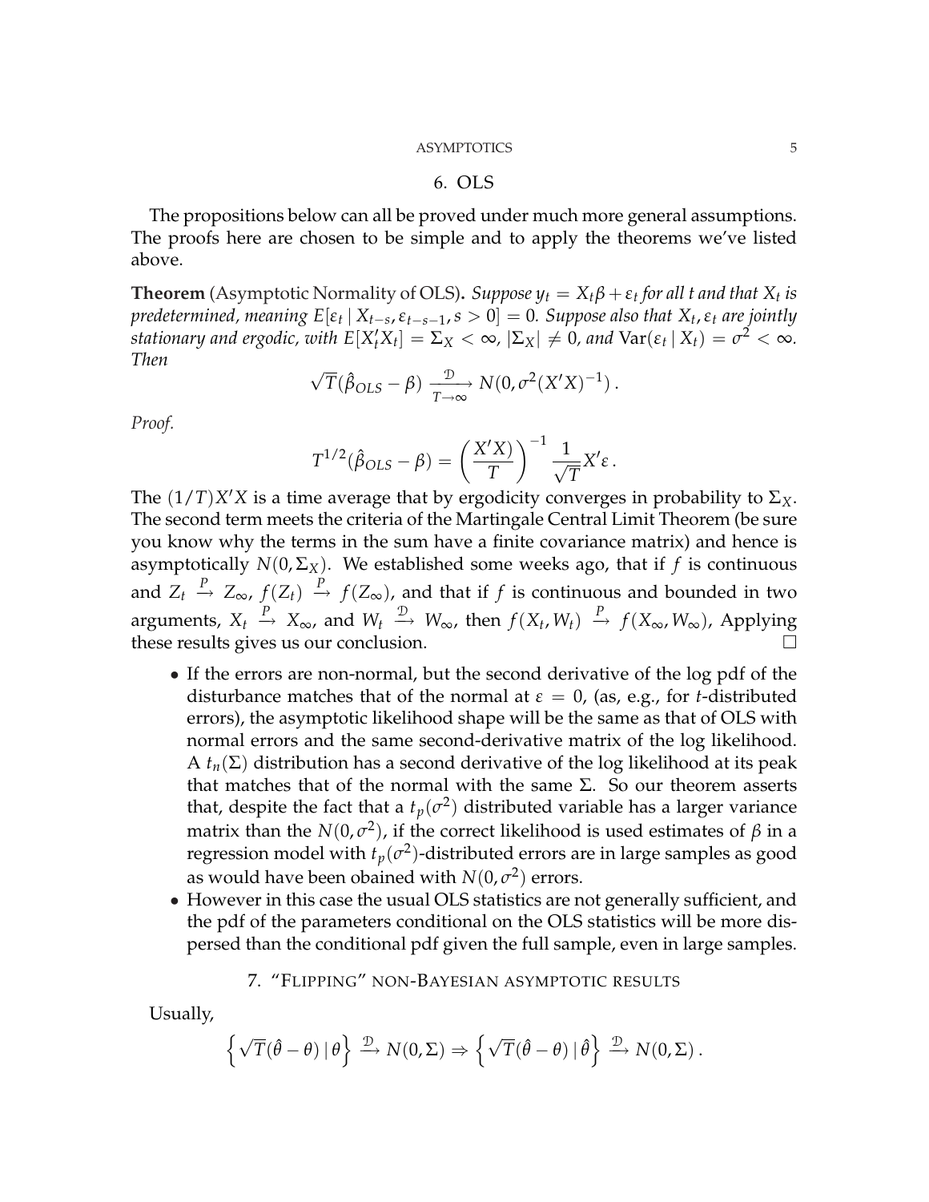## 6. OLS

The propositions below can all be proved under much more general assumptions. The proofs here are chosen to be simple and to apply the theorems we've listed above.

**Theorem** (Asymptotic Normality of OLS)**.** *Suppose $y_t = X_t\beta + \varepsilon_t$ for all $t$ and that $X_t$ is predetermined, meaning $E[\varepsilon_t \mid X_{t-s}, \varepsilon_{t-s-1}, s > 0] = 0$. Suppose also that $X_t, \varepsilon_t$ are jointly stationary and ergodic, with $E[X_t'X_t] = \Sigma_X < \infty$, $|\Sigma_X| \neq 0$, and $\text{Var}(\varepsilon_t \mid X_t) = \sigma^2 < \infty$. Then*

$$\sqrt{T}(\hat{\beta}_{OLS} - \beta) \xrightarrow[T\to\infty]{\mathcal{D}} N(0, \sigma^2(X'X)^{-1}) .$$

*Proof.*

$$T^{1/2}(\hat{\beta}_{OLS} - \beta) = \left(\frac{X'X)}{T}\right)^{-1} \frac{1}{\sqrt{T}} X'\varepsilon .$$

The $(1/T)X'X$ is a time average that by ergodicity converges in probability to $\Sigma_X$. The second term meets the criteria of the Martingale Central Limit Theorem (be sure you know why the terms in the sum have a finite covariance matrix) and hence is asymptotically $N(0, \Sigma_X)$. We established some weeks ago, that if $f$ is continuous and $Z_t \xrightarrow{P} Z_\infty$, $f(Z_t) \xrightarrow{P} f(Z_\infty)$, and that if $f$ is continuous and bounded in two arguments, $X_t \xrightarrow{P} X_\infty$, and $W_t \xrightarrow{\mathcal{D}} W_\infty$, then $f(X_t, W_t) \xrightarrow{P} f(X_\infty, W_\infty)$, Applying these results gives us our conclusion. □

- If the errors are non-normal, but the second derivative of the log pdf of the disturbance matches that of the normal at $\varepsilon = 0$, (as, e.g., for $t$-distributed errors), the asymptotic likelihood shape will be the same as that of OLS with normal errors and the same second-derivative matrix of the log likelihood. A $t_n(\Sigma)$ distribution has a second derivative of the log likelihood at its peak that matches that of the normal with the same $\Sigma$. So our theorem asserts that, despite the fact that a $t_p(\sigma^2)$ distributed variable has a larger variance matrix than the $N(0, \sigma^2)$, if the correct likelihood is used estimates of $\beta$ in a regression model with $t_p(\sigma^2)$-distributed errors are in large samples as good as would have been obained with $N(0, \sigma^2)$ errors.
- However in this case the usual OLS statistics are not generally sufficient, and the pdf of the parameters conditional on the OLS statistics will be more dispersed than the conditional pdf given the full sample, even in large samples.

## 7. "Flipping" non-Bayesian asymptotic results

Usually,

$$\left\{\sqrt{T}(\hat{\theta} - \theta) \mid \theta\right\} \xrightarrow{\mathcal{D}} N(0, \Sigma) \Rightarrow \left\{\sqrt{T}(\hat{\theta} - \theta) \mid \hat{\theta}\right\} \xrightarrow{\mathcal{D}} N(0, \Sigma) .$$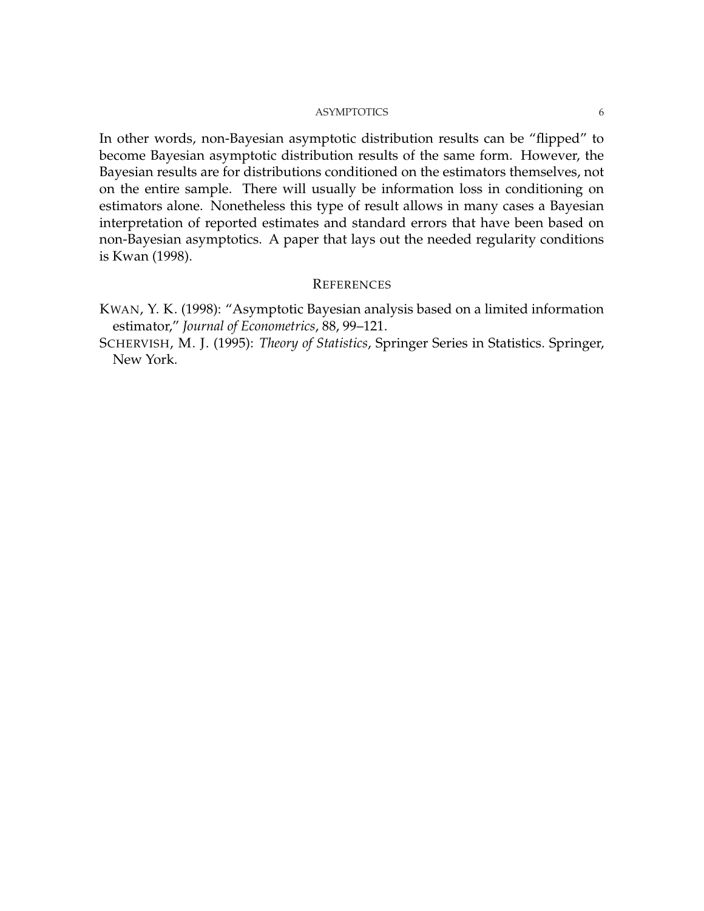In other words, non-Bayesian asymptotic distribution results can be "flipped" to become Bayesian asymptotic distribution results of the same form. However, the Bayesian results are for distributions conditioned on the estimators themselves, not on the entire sample. There will usually be information loss in conditioning on estimators alone. Nonetheless this type of result allows in many cases a Bayesian interpretation of reported estimates and standard errors that have been based on non-Bayesian asymptotics. A paper that lays out the needed regularity conditions is Kwan (1998).

## References

KWAN, Y. K. (1998): "Asymptotic Bayesian analysis based on a limited information estimator," *Journal of Econometrics*, 88, 99–121.

SCHERVISH, M. J. (1995): *Theory of Statistics*, Springer Series in Statistics. Springer, New York.